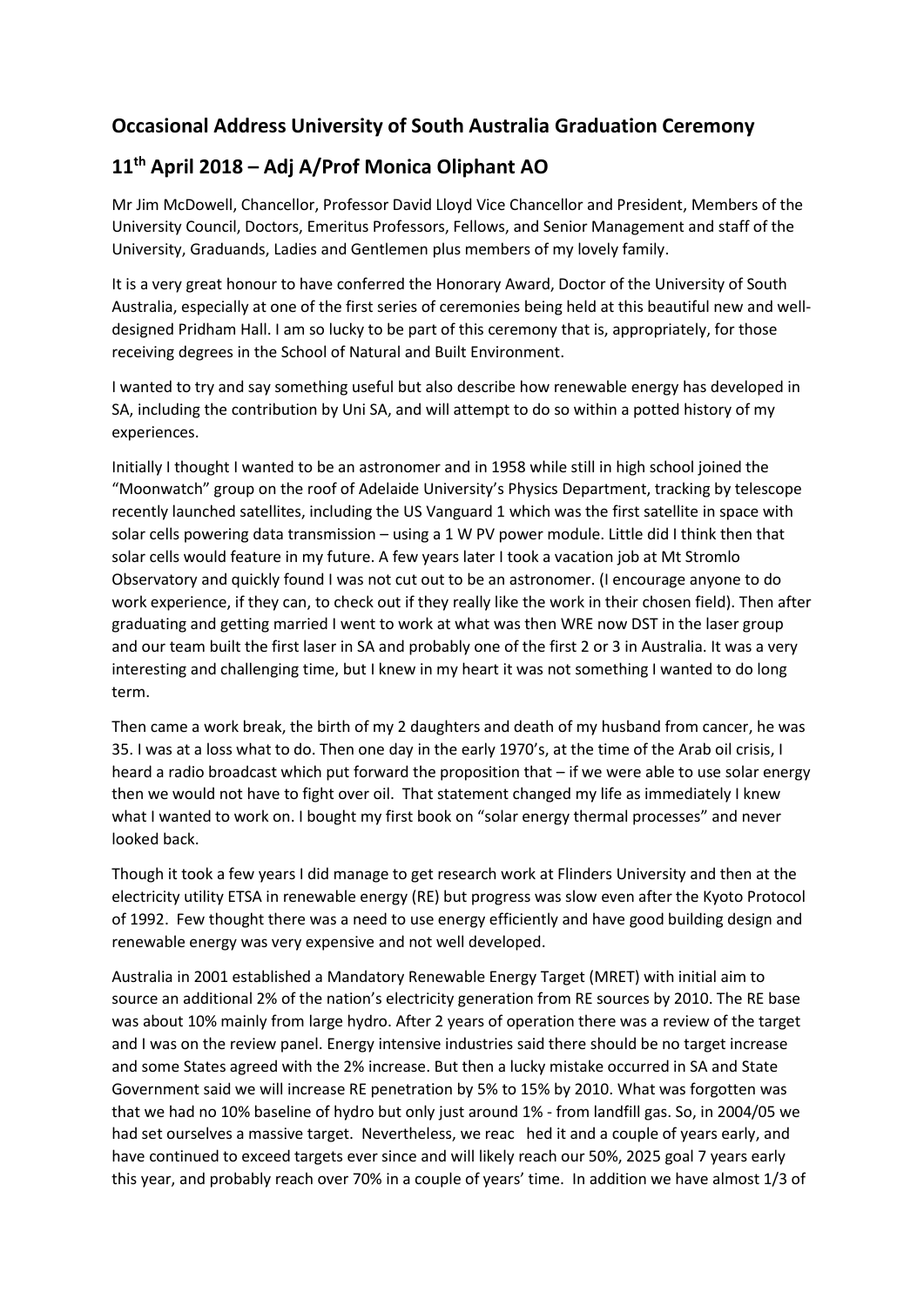## Occasional Address University of South Australia Graduation Ceremony

## 11th April 2018 – Adj A/Prof Monica Oliphant AO

Mr Jim McDowell, Chancellor, Professor David Lloyd Vice Chancellor and President, Members of the University Council, Doctors, Emeritus Professors, Fellows, and Senior Management and staff of the University, Graduands, Ladies and Gentlemen plus members of my lovely family.

It is a very great honour to have conferred the Honorary Award, Doctor of the University of South Australia, especially at one of the first series of ceremonies being held at this beautiful new and well-designed Pridham Hall. I am so lucky to be part of this ceremony that is, appropriately, for those receiving degrees in the School of Natural and Built Environment.

I wanted to try and say something useful but also describe how renewable energy has developed in SA, including the contribution by Uni SA, and will attempt to do so within a potted history of my experiences.

Initially I thought I wanted to be an astronomer and in 1958 while still in high school joined the "Moonwatch" group on the roof of Adelaide University's Physics Department, tracking by telescope recently launched satellites, including the US Vanguard 1 which was the first satellite in space with solar cells powering data transmission – using a 1 W PV power module. Little did I think then that solar cells would feature in my future. A few years later I took a vacation job at Mt Stromlo Observatory and quickly found I was not cut out to be an astronomer. (I encourage anyone to do work experience, if they can, to check out if they really like the work in their chosen field). Then after graduating and getting married I went to work at what was then WRE now DST in the laser group and our team built the first laser in SA and probably one of the first 2 or 3 in Australia. It was a very interesting and challenging time, but I knew in my heart it was not something I wanted to do long term.

Then came a work break, the birth of my 2 daughters and death of my husband from cancer, he was 35. I was at a loss what to do. Then one day in the early 1970's, at the time of the Arab oil crisis, I heard a radio broadcast which put forward the proposition that – if we were able to use solar energy then we would not have to fight over oil. That statement changed my life as immediately I knew what I wanted to work on. I bought my first book on "solar energy thermal processes" and never looked back.

Though it took a few years I did manage to get research work at Flinders University and then at the electricity utility ETSA in renewable energy (RE) but progress was slow even after the Kyoto Protocol of 1992. Few thought there was a need to use energy efficiently and have good building design and renewable energy was very expensive and not well developed.

Australia in 2001 established a Mandatory Renewable Energy Target (MRET) with initial aim to source an additional 2% of the nation's electricity generation from RE sources by 2010. The RE base was about 10% mainly from large hydro. After 2 years of operation there was a review of the target and I was on the review panel. Energy intensive industries said there should be no target increase and some States agreed with the 2% increase. But then a lucky mistake occurred in SA and State Government said we will increase RE penetration by 5% to 15% by 2010. What was forgotten was that we had no 10% baseline of hydro but only just around 1% - from landfill gas. So, in 2004/05 we had set ourselves a massive target. Nevertheless, we reached it and a couple of years early, and have continued to exceed targets ever since and will likely reach our 50%, 2025 goal 7 years early this year, and probably reach over 70% in a couple of years' time. In addition we have almost 1/3 of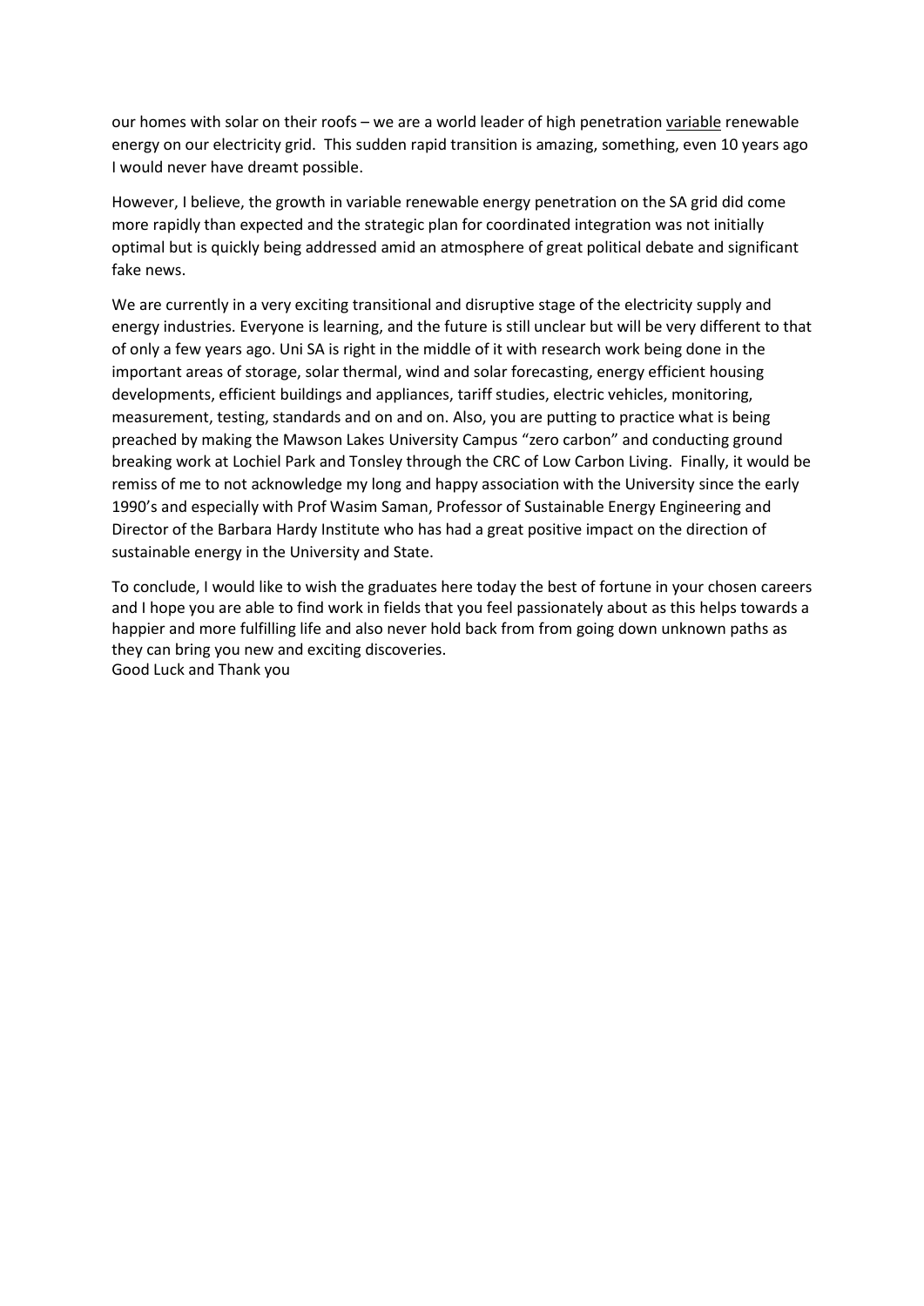our homes with solar on their roofs – we are a world leader of high penetration variable renewable energy on our electricity grid. This sudden rapid transition is amazing, something, even 10 years ago I would never have dreamt possible.

However, I believe, the growth in variable renewable energy penetration on the SA grid did come more rapidly than expected and the strategic plan for coordinated integration was not initially optimal but is quickly being addressed amid an atmosphere of great political debate and significant fake news.

We are currently in a very exciting transitional and disruptive stage of the electricity supply and energy industries. Everyone is learning, and the future is still unclear but will be very different to that of only a few years ago. Uni SA is right in the middle of it with research work being done in the important areas of storage, solar thermal, wind and solar forecasting, energy efficient housing developments, efficient buildings and appliances, tariff studies, electric vehicles, monitoring, measurement, testing, standards and on and on. Also, you are putting to practice what is being preached by making the Mawson Lakes University Campus "zero carbon" and conducting ground breaking work at Lochiel Park and Tonsley through the CRC of Low Carbon Living. Finally, it would be remiss of me to not acknowledge my long and happy association with the University since the early 1990's and especially with Prof Wasim Saman, Professor of Sustainable Energy Engineering and Director of the Barbara Hardy Institute who has had a great positive impact on the direction of sustainable energy in the University and State.

To conclude, I would like to wish the graduates here today the best of fortune in your chosen careers and I hope you are able to find work in fields that you feel passionately about as this helps towards a happier and more fulfilling life and also never hold back from from going down unknown paths as they can bring you new and exciting discoveries.
Good Luck and Thank you